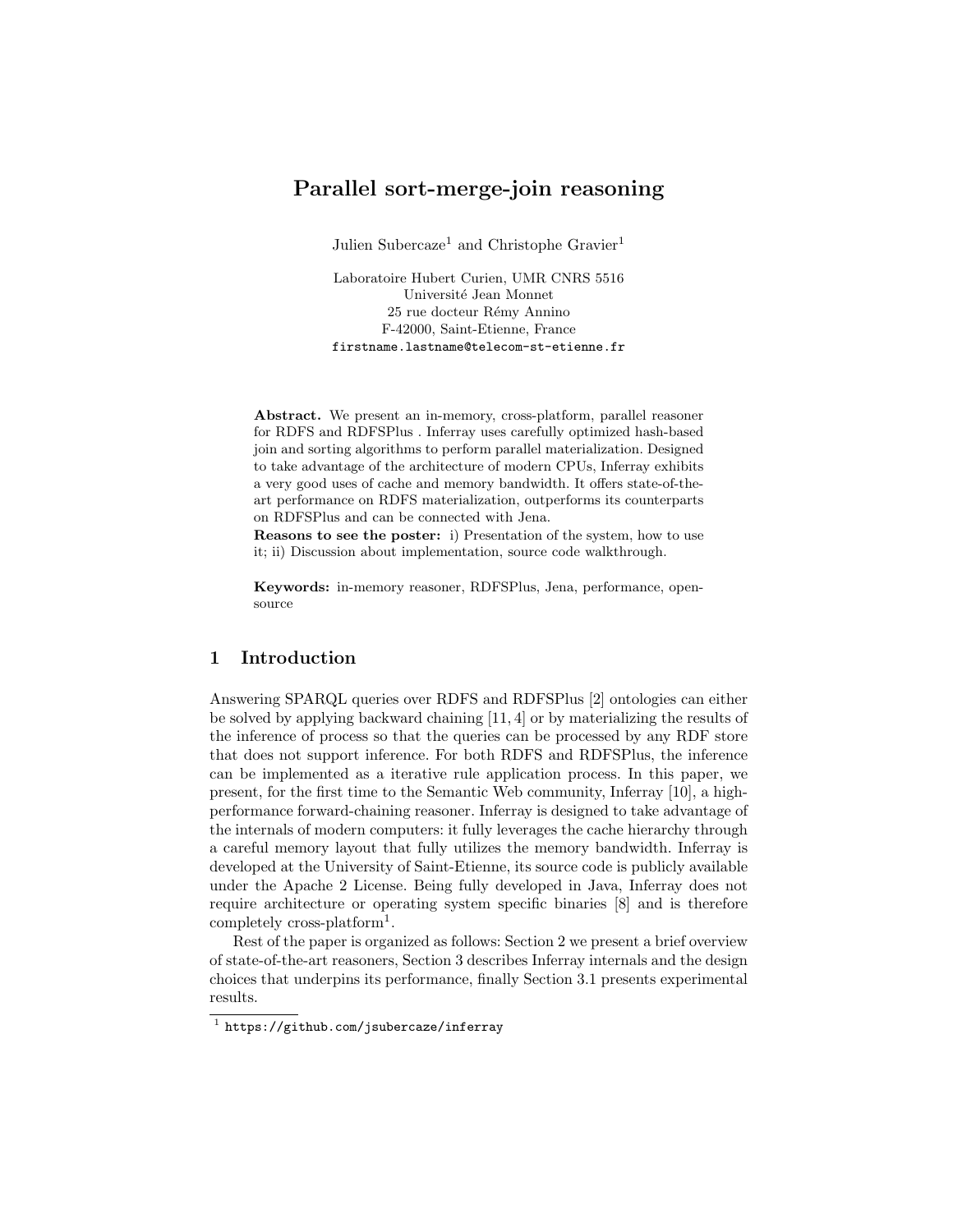# Parallel sort-merge-join reasoning

Julien Subercaze[1] and Christophe Gravier[1]

Laboratoire Hubert Curien, UMR CNRS 5516
Université Jean Monnet
25 rue docteur Rémy Annino
F-42000, Saint-Etienne, France
`firstname.lastname@telecom-st-etienne.fr`

**Abstract.** We present an in-memory, cross-platform, parallel reasoner for RDFS and RDFSPlus . Inferray uses carefully optimized hash-based join and sorting algorithms to perform parallel materialization. Designed to take advantage of the architecture of modern CPUs, Inferray exhibits a very good uses of cache and memory bandwidth. It offers state-of-the-art performance on RDFS materialization, outperforms its counterparts on RDFSPlus and can be connected with Jena.

**Reasons to see the poster:** i) Presentation of the system, how to use it; ii) Discussion about implementation, source code walkthrough.

**Keywords:** in-memory reasoner, RDFSPlus, Jena, performance, open-source

## 1 Introduction

Answering SPARQL queries over RDFS and RDFSPlus [2] ontologies can either be solved by applying backward chaining [11, 4] or by materializing the results of the inference of process so that the queries can be processed by any RDF store that does not support inference. For both RDFS and RDFSPlus, the inference can be implemented as a iterative rule application process. In this paper, we present, for the first time to the Semantic Web community, Inferray [10], a high-performance forward-chaining reasoner. Inferray is designed to take advantage of the internals of modern computers: it fully leverages the cache hierarchy through a careful memory layout that fully utilizes the memory bandwidth. Inferray is developed at the University of Saint-Etienne, its source code is publicly available under the Apache 2 License. Being fully developed in Java, Inferray does not require architecture or operating system specific binaries [8] and is therefore completely cross-platform[1].

Rest of the paper is organized as follows: Section 2 we present a brief overview of state-of-the-art reasoners, Section 3 describes Inferray internals and the design choices that underpins its performance, finally Section 3.1 presents experimental results.

[1] `https://github.com/jsubercaze/inferray`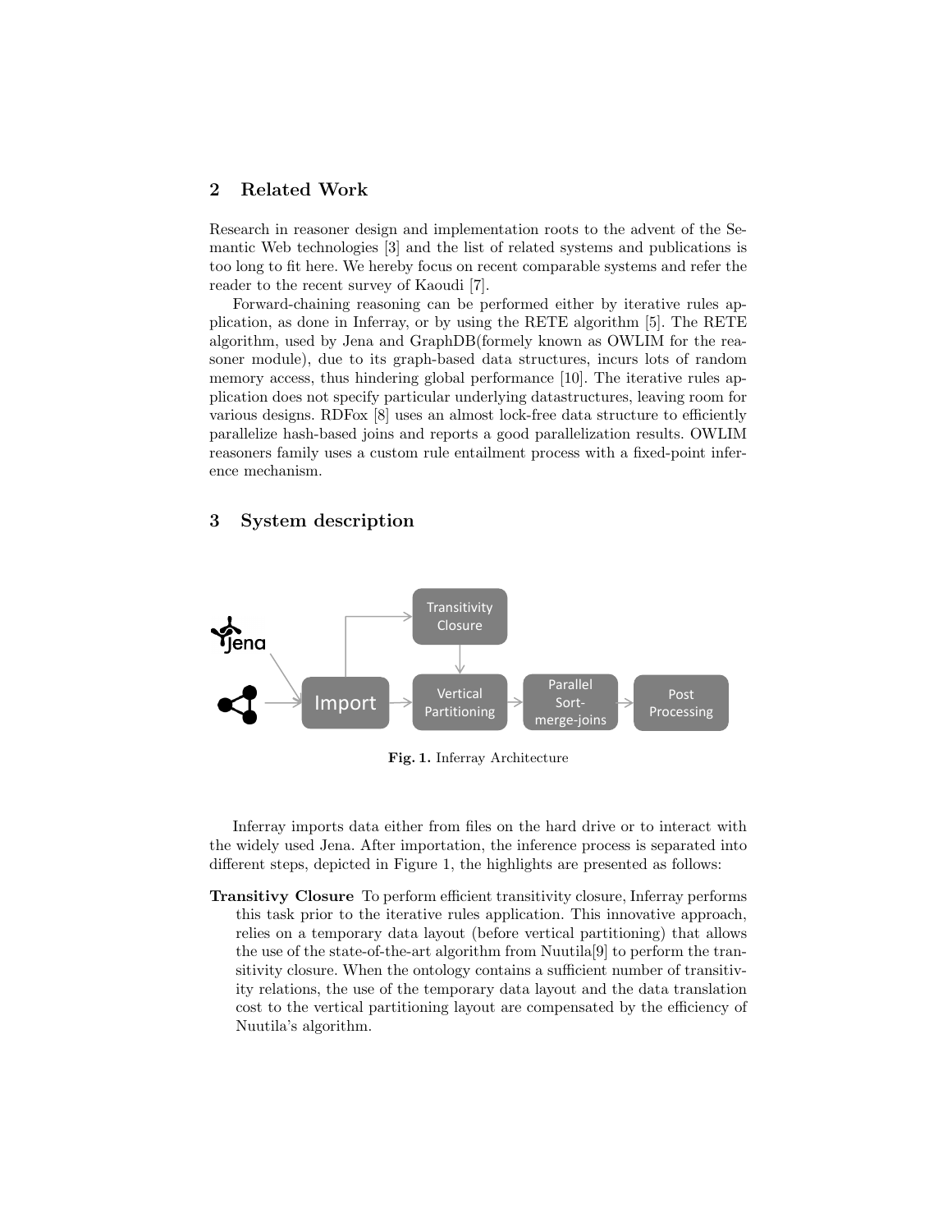## 2 Related Work

Research in reasoner design and implementation roots to the advent of the Semantic Web technologies [3] and the list of related systems and publications is too long to fit here. We hereby focus on recent comparable systems and refer the reader to the recent survey of Kaoudi [7].

Forward-chaining reasoning can be performed either by iterative rules application, as done in Inferray, or by using the RETE algorithm [5]. The RETE algorithm, used by Jena and GraphDB(formely known as OWLIM for the reasoner module), due to its graph-based data structures, incurs lots of random memory access, thus hindering global performance [10]. The iterative rules application does not specify particular underlying datastructures, leaving room for various designs. RDFox [8] uses an almost lock-free data structure to efficiently parallelize hash-based joins and reports a good parallelization results. OWLIM reasoners family uses a custom rule entailment process with a fixed-point inference mechanism.

## 3 System description

**Fig. 1.** Inferray Architecture

Inferray imports data either from files on the hard drive or to interact with the widely used Jena. After importation, the inference process is separated into different steps, depicted in Figure 1, the highlights are presented as follows:

**Transitivy Closure** To perform efficient transitivity closure, Inferray performs this task prior to the iterative rules application. This innovative approach, relies on a temporary data layout (before vertical partitioning) that allows the use of the state-of-the-art algorithm from Nuutila[9] to perform the transitivity closure. When the ontology contains a sufficient number of transitivity relations, the use of the temporary data layout and the data translation cost to the vertical partitioning layout are compensated by the efficiency of Nuutila's algorithm.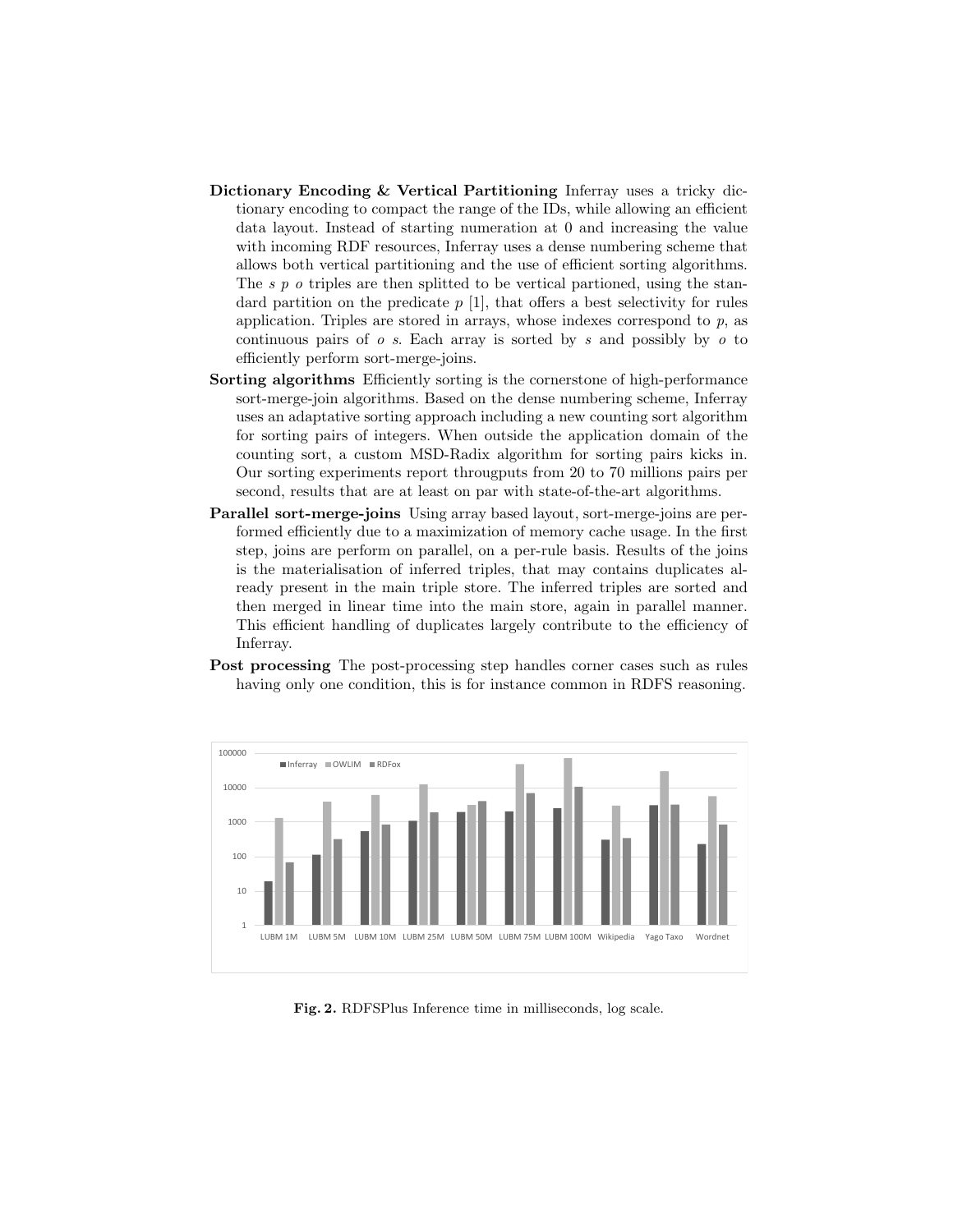**Dictionary Encoding & Vertical Partitioning** Inferray uses a tricky dictionary encoding to compact the range of the IDs, while allowing an efficient data layout. Instead of starting numeration at 0 and increasing the value with incoming RDF resources, Inferray uses a dense numbering scheme that allows both vertical partitioning and the use of efficient sorting algorithms. The *s p o* triples are then splitted to be vertical partioned, using the standard partition on the predicate *p* [1], that offers a best selectivity for rules application. Triples are stored in arrays, whose indexes correspond to *p*, as continuous pairs of *o s*. Each array is sorted by *s* and possibly by *o* to efficiently perform sort-merge-joins.

**Sorting algorithms** Efficiently sorting is the cornerstone of high-performance sort-merge-join algorithms. Based on the dense numbering scheme, Inferray uses an adaptative sorting approach including a new counting sort algorithm for sorting pairs of integers. When outside the application domain of the counting sort, a custom MSD-Radix algorithm for sorting pairs kicks in. Our sorting experiments report througputs from 20 to 70 millions pairs per second, results that are at least on par with state-of-the-art algorithms.

**Parallel sort-merge-joins** Using array based layout, sort-merge-joins are performed efficiently due to a maximization of memory cache usage. In the first step, joins are perform on parallel, on a per-rule basis. Results of the joins is the materialisation of inferred triples, that may contains duplicates already present in the main triple store. The inferred triples are sorted and then merged in linear time into the main store, again in parallel manner. This efficient handling of duplicates largely contribute to the efficiency of Inferray.

**Post processing** The post-processing step handles corner cases such as rules having only one condition, this is for instance common in RDFS reasoning.

**Fig. 2.** RDFSPlus Inference time in milliseconds, log scale.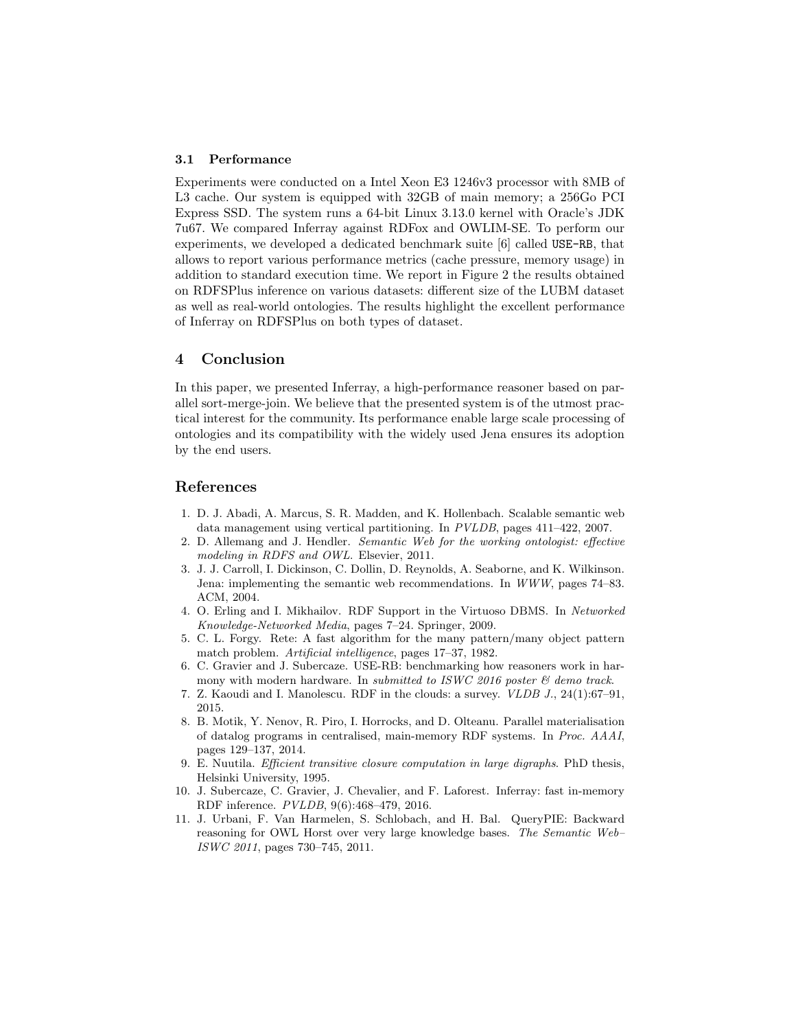### 3.1 Performance

Experiments were conducted on a Intel Xeon E3 1246v3 processor with 8MB of L3 cache. Our system is equipped with 32GB of main memory; a 256Go PCI Express SSD. The system runs a 64-bit Linux 3.13.0 kernel with Oracle's JDK 7u67. We compared Inferray against RDFox and OWLIM-SE. To perform our experiments, we developed a dedicated benchmark suite [6] called `USE-RB`, that allows to report various performance metrics (cache pressure, memory usage) in addition to standard execution time. We report in Figure 2 the results obtained on RDFSPlus inference on various datasets: different size of the LUBM dataset as well as real-world ontologies. The results highlight the excellent performance of Inferray on RDFSPlus on both types of dataset.

## 4 Conclusion

In this paper, we presented Inferray, a high-performance reasoner based on parallel sort-merge-join. We believe that the presented system is of the utmost practical interest for the community. Its performance enable large scale processing of ontologies and its compatibility with the widely used Jena ensures its adoption by the end users.

## References

1. D. J. Abadi, A. Marcus, S. R. Madden, and K. Hollenbach. Scalable semantic web data management using vertical partitioning. In *PVLDB*, pages 411–422, 2007.
2. D. Allemang and J. Hendler. *Semantic Web for the working ontologist: effective modeling in RDFS and OWL*. Elsevier, 2011.
3. J. J. Carroll, I. Dickinson, C. Dollin, D. Reynolds, A. Seaborne, and K. Wilkinson. Jena: implementing the semantic web recommendations. In *WWW*, pages 74–83. ACM, 2004.
4. O. Erling and I. Mikhailov. RDF Support in the Virtuoso DBMS. In *Networked Knowledge-Networked Media*, pages 7–24. Springer, 2009.
5. C. L. Forgy. Rete: A fast algorithm for the many pattern/many object pattern match problem. *Artificial intelligence*, pages 17–37, 1982.
6. C. Gravier and J. Subercaze. USE-RB: benchmarking how reasoners work in harmony with modern hardware. In *submitted to ISWC 2016 poster & demo track*.
7. Z. Kaoudi and I. Manolescu. RDF in the clouds: a survey. *VLDB J.*, 24(1):67–91, 2015.
8. B. Motik, Y. Nenov, R. Piro, I. Horrocks, and D. Olteanu. Parallel materialisation of datalog programs in centralised, main-memory RDF systems. In *Proc. AAAI*, pages 129–137, 2014.
9. E. Nuutila. *Efficient transitive closure computation in large digraphs*. PhD thesis, Helsinki University, 1995.
10. J. Subercaze, C. Gravier, J. Chevalier, and F. Laforest. Inferray: fast in-memory RDF inference. *PVLDB*, 9(6):468–479, 2016.
11. J. Urbani, F. Van Harmelen, S. Schlobach, and H. Bal. QueryPIE: Backward reasoning for OWL Horst over very large knowledge bases. *The Semantic Web–ISWC 2011*, pages 730–745, 2011.